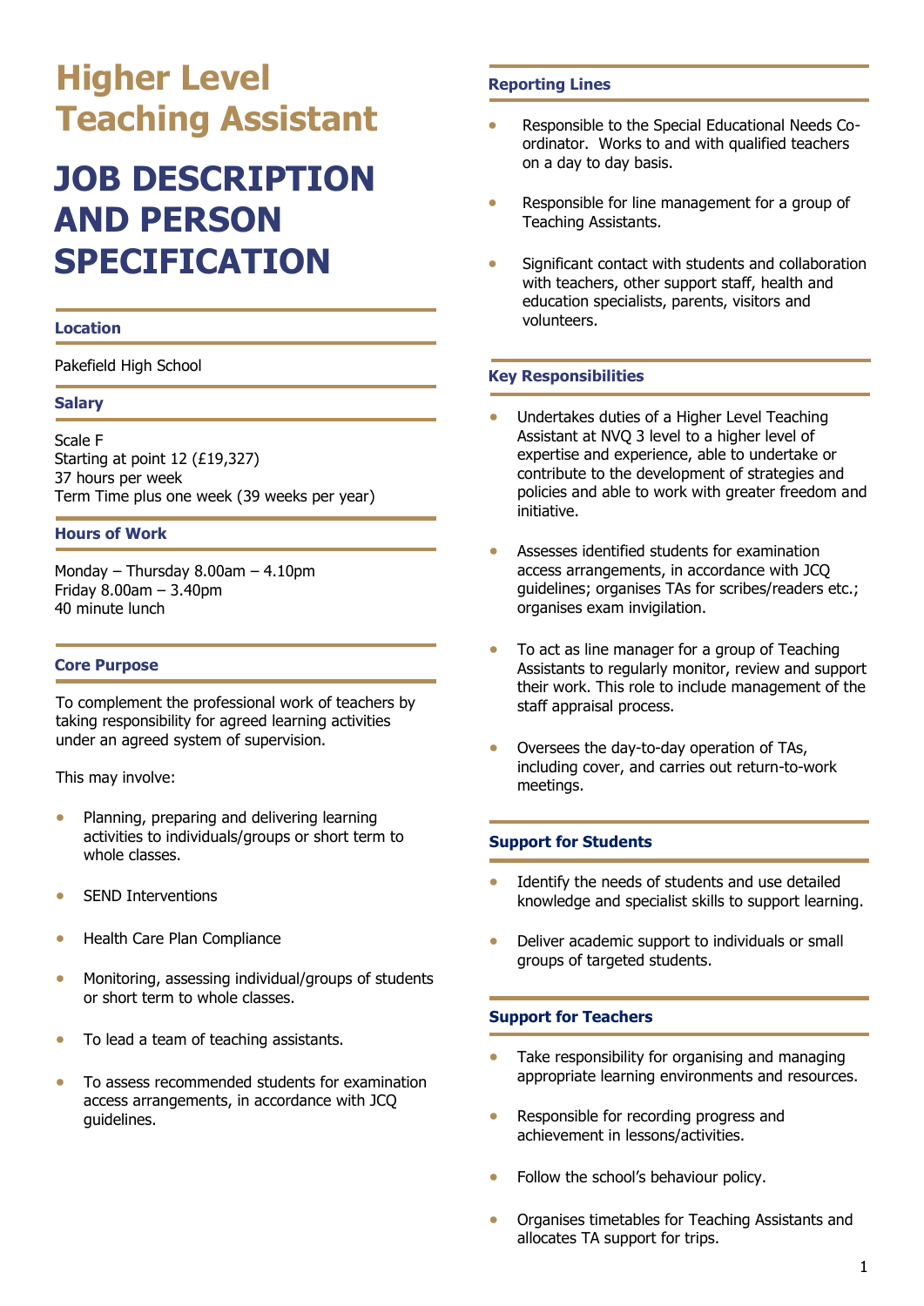# Higher Level Teaching Assistant

# JOB DESCRIPTION AND PERSON SPECIFICATION

## Location

Pakefield High School

## Salary

Scale F
Starting at point 12 (£19,327)
37 hours per week
Term Time plus one week (39 weeks per year)

## Hours of Work

Monday – Thursday 8.00am – 4.10pm
Friday 8.00am – 3.40pm
40 minute lunch

## Core Purpose

To complement the professional work of teachers by taking responsibility for agreed learning activities under an agreed system of supervision.

This may involve:

- Planning, preparing and delivering learning activities to individuals/groups or short term to whole classes.
- SEND Interventions
- Health Care Plan Compliance
- Monitoring, assessing individual/groups of students or short term to whole classes.
- To lead a team of teaching assistants.
- To assess recommended students for examination access arrangements, in accordance with JCQ guidelines.

## Reporting Lines

- Responsible to the Special Educational Needs Co-ordinator. Works to and with qualified teachers on a day to day basis.
- Responsible for line management for a group of Teaching Assistants.
- Significant contact with students and collaboration with teachers, other support staff, health and education specialists, parents, visitors and volunteers.

## Key Responsibilities

- Undertakes duties of a Higher Level Teaching Assistant at NVQ 3 level to a higher level of expertise and experience, able to undertake or contribute to the development of strategies and policies and able to work with greater freedom and initiative.
- Assesses identified students for examination access arrangements, in accordance with JCQ guidelines; organises TAs for scribes/readers etc.; organises exam invigilation.
- To act as line manager for a group of Teaching Assistants to regularly monitor, review and support their work. This role to include management of the staff appraisal process.
- Oversees the day-to-day operation of TAs, including cover, and carries out return-to-work meetings.

## Support for Students

- Identify the needs of students and use detailed knowledge and specialist skills to support learning.
- Deliver academic support to individuals or small groups of targeted students.

## Support for Teachers

- Take responsibility for organising and managing appropriate learning environments and resources.
- Responsible for recording progress and achievement in lessons/activities.
- Follow the school's behaviour policy.
- Organises timetables for Teaching Assistants and allocates TA support for trips.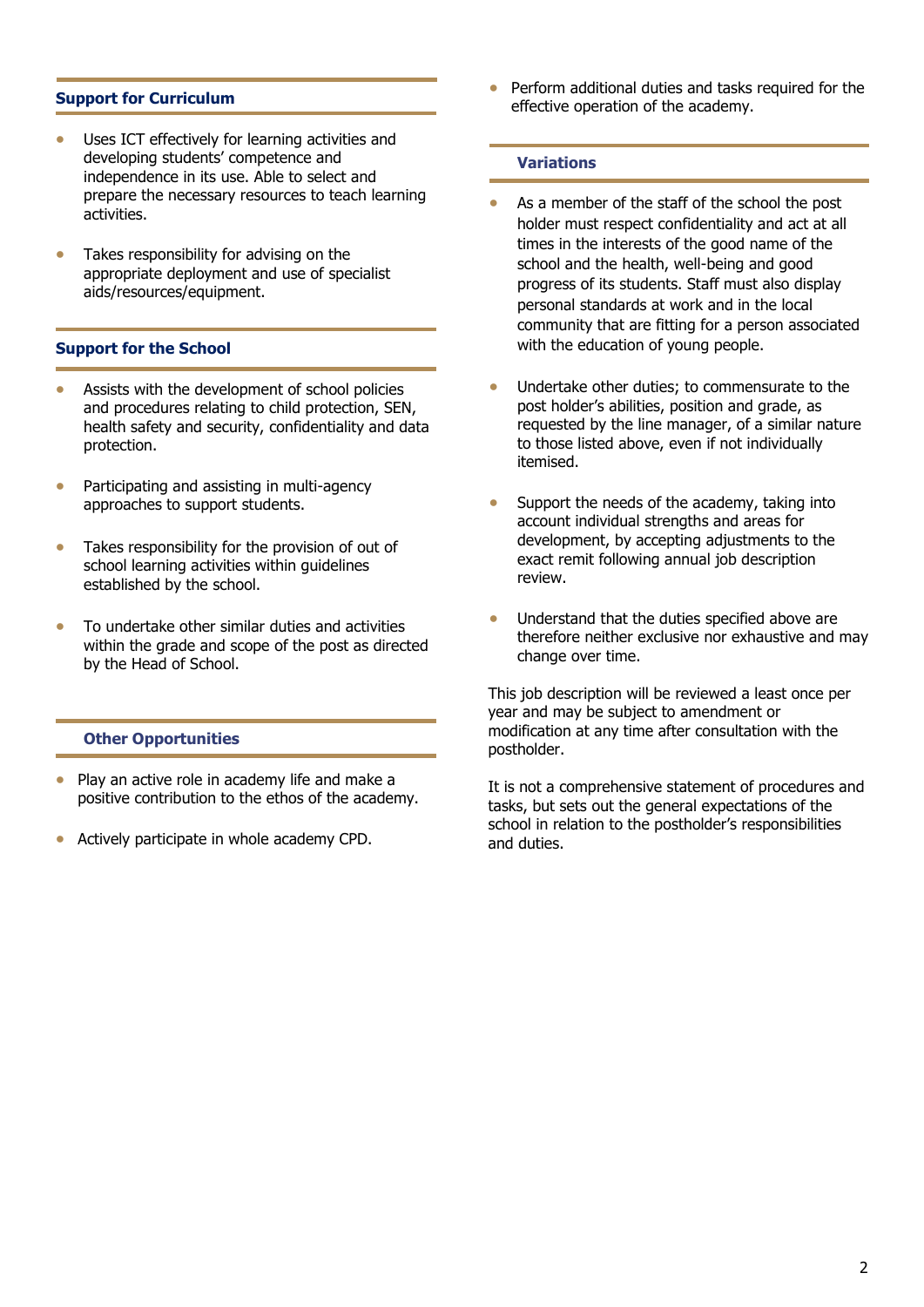## Support for Curriculum

- Uses ICT effectively for learning activities and developing students' competence and independence in its use. Able to select and prepare the necessary resources to teach learning activities.
- Takes responsibility for advising on the appropriate deployment and use of specialist aids/resources/equipment.

## Support for the School

- Assists with the development of school policies and procedures relating to child protection, SEN, health safety and security, confidentiality and data protection.
- Participating and assisting in multi-agency approaches to support students.
- Takes responsibility for the provision of out of school learning activities within guidelines established by the school.
- To undertake other similar duties and activities within the grade and scope of the post as directed by the Head of School.

## Other Opportunities

- Play an active role in academy life and make a positive contribution to the ethos of the academy.
- Actively participate in whole academy CPD.
- Perform additional duties and tasks required for the effective operation of the academy.

## Variations

- As a member of the staff of the school the post holder must respect confidentiality and act at all times in the interests of the good name of the school and the health, well-being and good progress of its students. Staff must also display personal standards at work and in the local community that are fitting for a person associated with the education of young people.
- Undertake other duties; to commensurate to the post holder's abilities, position and grade, as requested by the line manager, of a similar nature to those listed above, even if not individually itemised.
- Support the needs of the academy, taking into account individual strengths and areas for development, by accepting adjustments to the exact remit following annual job description review.
- Understand that the duties specified above are therefore neither exclusive nor exhaustive and may change over time.

This job description will be reviewed a least once per year and may be subject to amendment or modification at any time after consultation with the postholder.

It is not a comprehensive statement of procedures and tasks, but sets out the general expectations of the school in relation to the postholder's responsibilities and duties.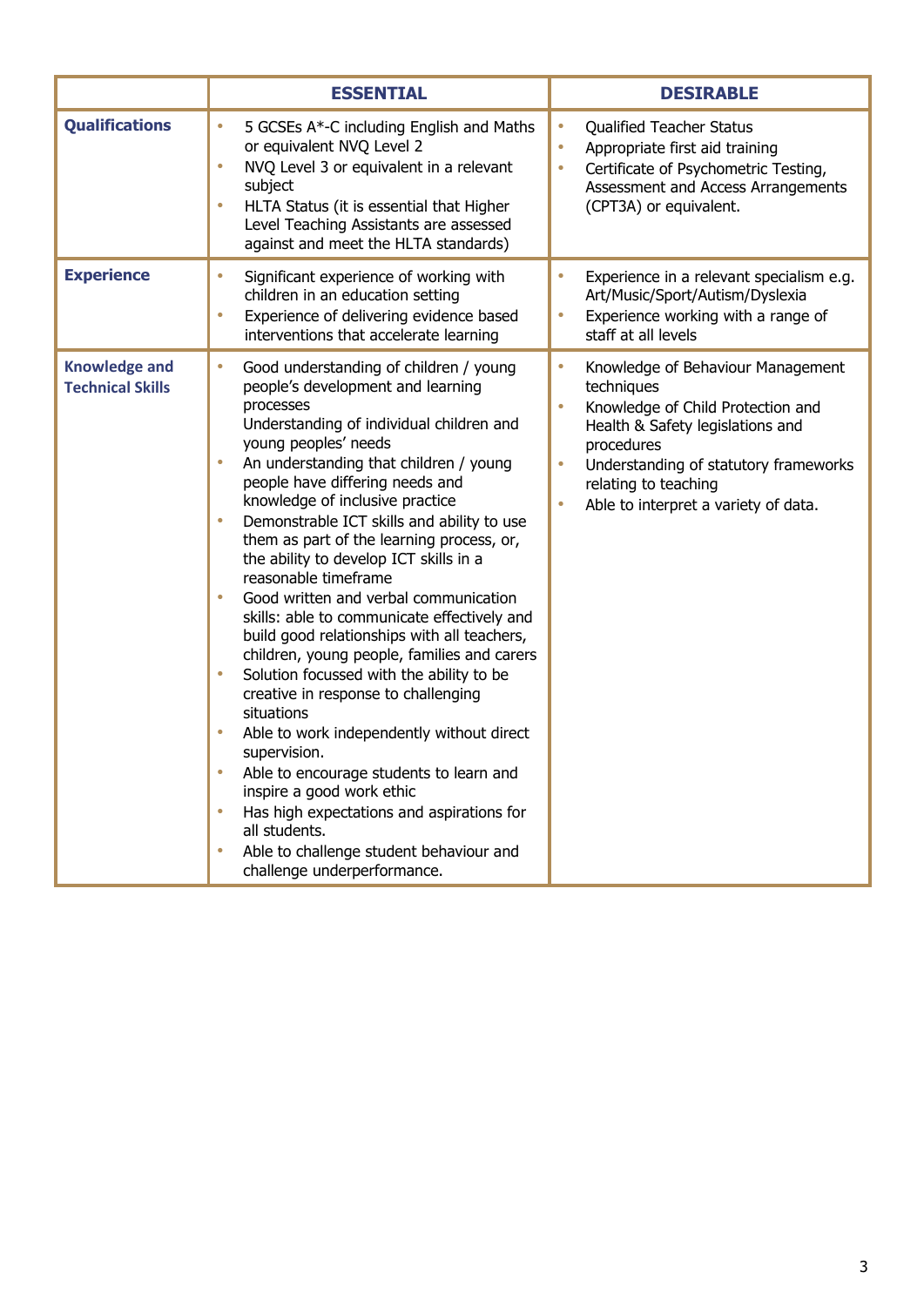| | ESSENTIAL | DESIRABLE |
|---|---|---|
| **Qualifications** | • 5 GCSEs A*-C including English and Maths or equivalent NVQ Level 2<br>• NVQ Level 3 or equivalent in a relevant subject<br>• HLTA Status (it is essential that Higher Level Teaching Assistants are assessed against and meet the HLTA standards) | • Qualified Teacher Status<br>• Appropriate first aid training<br>• Certificate of Psychometric Testing, Assessment and Access Arrangements (CPT3A) or equivalent. |
| **Experience** | • Significant experience of working with children in an education setting<br>• Experience of delivering evidence based interventions that accelerate learning | • Experience in a relevant specialism e.g. Art/Music/Sport/Autism/Dyslexia<br>• Experience working with a range of staff at all levels |
| **Knowledge and Technical Skills** | • Good understanding of children / young people's development and learning processes<br>Understanding of individual children and young peoples' needs<br>• An understanding that children / young people have differing needs and knowledge of inclusive practice<br>• Demonstrable ICT skills and ability to use them as part of the learning process, or, the ability to develop ICT skills in a reasonable timeframe<br>• Good written and verbal communication skills: able to communicate effectively and build good relationships with all teachers, children, young people, families and carers<br>• Solution focussed with the ability to be creative in response to challenging situations<br>• Able to work independently without direct supervision.<br>• Able to encourage students to learn and inspire a good work ethic<br>• Has high expectations and aspirations for all students.<br>• Able to challenge student behaviour and challenge underperformance. | • Knowledge of Behaviour Management techniques<br>• Knowledge of Child Protection and Health & Safety legislations and procedures<br>• Understanding of statutory frameworks relating to teaching<br>• Able to interpret a variety of data. |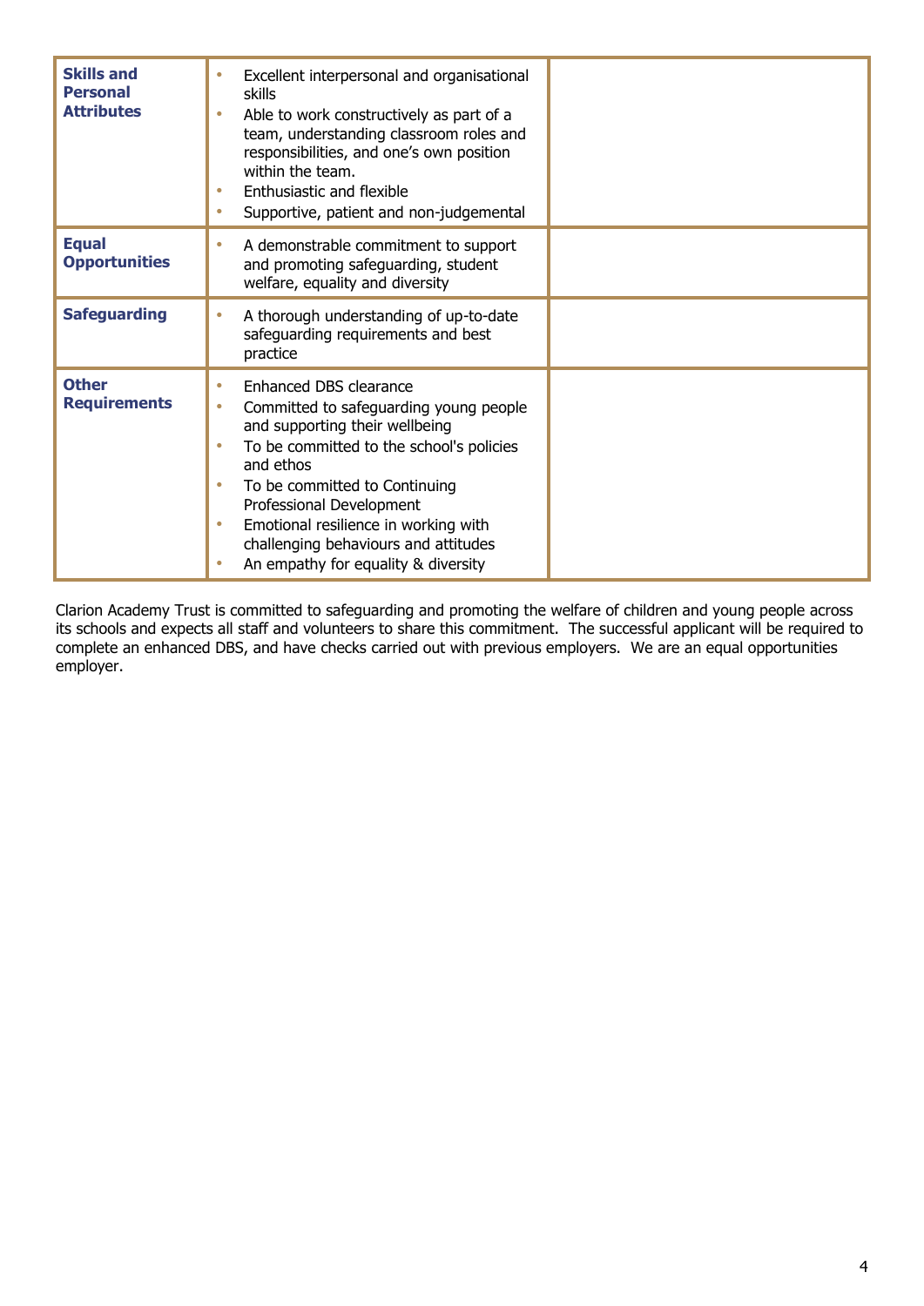| | | |
|---|---|---|
| **Skills and Personal Attributes** | • Excellent interpersonal and organisational skills<br>• Able to work constructively as part of a team, understanding classroom roles and responsibilities, and one's own position within the team.<br>• Enthusiastic and flexible<br>• Supportive, patient and non-judgemental | |
| **Equal Opportunities** | • A demonstrable commitment to support and promoting safeguarding, student welfare, equality and diversity | |
| **Safeguarding** | • A thorough understanding of up-to-date safeguarding requirements and best practice | |
| **Other Requirements** | • Enhanced DBS clearance<br>• Committed to safeguarding young people and supporting their wellbeing<br>• To be committed to the school's policies and ethos<br>• To be committed to Continuing Professional Development<br>• Emotional resilience in working with challenging behaviours and attitudes<br>• An empathy for equality & diversity | |

Clarion Academy Trust is committed to safeguarding and promoting the welfare of children and young people across its schools and expects all staff and volunteers to share this commitment. The successful applicant will be required to complete an enhanced DBS, and have checks carried out with previous employers. We are an equal opportunities employer.